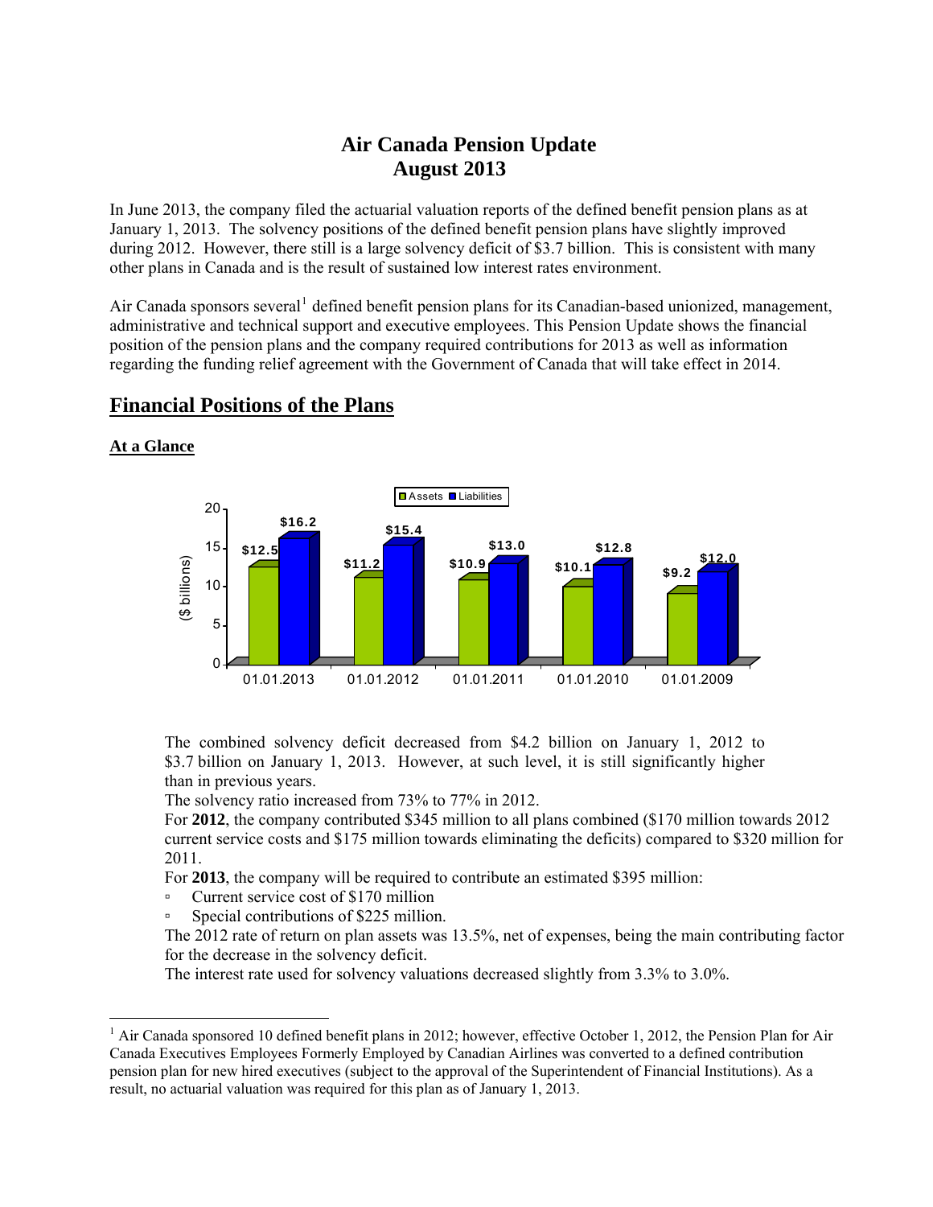# Air Canada Pension Update
## August 2013

In June 2013, the company filed the actuarial valuation reports of the defined benefit pension plans as at January 1, 2013. The solvency positions of the defined benefit pension plans have slightly improved during 2012. However, there still is a large solvency deficit of $3.7 billion. This is consistent with many other plans in Canada and is the result of sustained low interest rates environment.

Air Canada sponsors several[1] defined benefit pension plans for its Canadian-based unionized, management, administrative and technical support and executive employees. This Pension Update shows the financial position of the pension plans and the company required contributions for 2013 as well as information regarding the funding relief agreement with the Government of Canada that will take effect in 2014.

## Financial Positions of the Plans

### At a Glance

| ($ billions) | 01.01.2013 | 01.01.2012 | 01.01.2011 | 01.01.2010 | 01.01.2009 |
|---|---|---|---|---|---|
| Assets | $12.5 | $11.2 | $10.9 | $10.1 | $9.2 |
| Liabilities | $16.2 | $15.4 | $13.0 | $12.8 | $12.0 |

The combined solvency deficit decreased from $4.2 billion on January 1, 2012 to $3.7 billion on January 1, 2013. However, at such level, it is still significantly higher than in previous years.

The solvency ratio increased from 73% to 77% in 2012.

For **2012**, the company contributed $345 million to all plans combined ($170 million towards 2012 current service costs and $175 million towards eliminating the deficits) compared to $320 million for 2011.

For **2013**, the company will be required to contribute an estimated $395 million:

- Current service cost of $170 million
- Special contributions of $225 million.

The 2012 rate of return on plan assets was 13.5%, net of expenses, being the main contributing factor for the decrease in the solvency deficit.

The interest rate used for solvency valuations decreased slightly from 3.3% to 3.0%.

[1] Air Canada sponsored 10 defined benefit plans in 2012; however, effective October 1, 2012, the Pension Plan for Air Canada Executives Employees Formerly Employed by Canadian Airlines was converted to a defined contribution pension plan for new hired executives (subject to the approval of the Superintendent of Financial Institutions). As a result, no actuarial valuation was required for this plan as of January 1, 2013.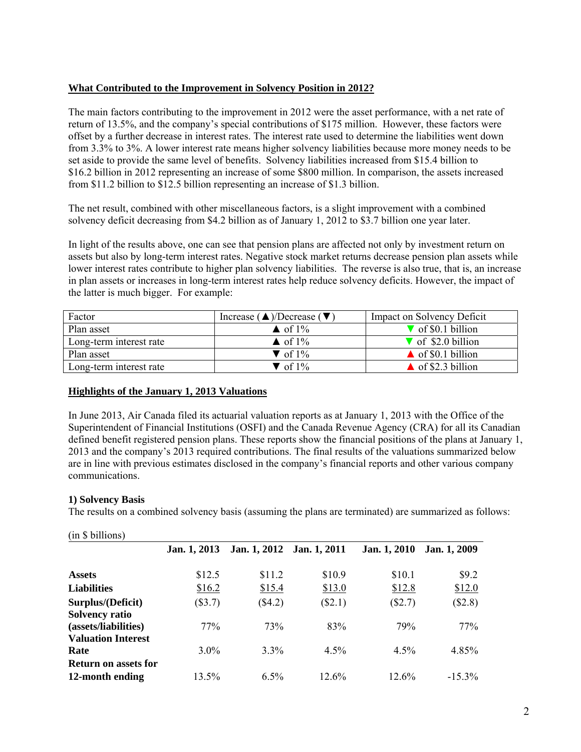**What Contributed to the Improvement in Solvency Position in 2012?**

The main factors contributing to the improvement in 2012 were the asset performance, with a net rate of return of 13.5%, and the company's special contributions of $175 million. However, these factors were offset by a further decrease in interest rates. The interest rate used to determine the liabilities went down from 3.3% to 3%. A lower interest rate means higher solvency liabilities because more money needs to be set aside to provide the same level of benefits. Solvency liabilities increased from $15.4 billion to $16.2 billion in 2012 representing an increase of some $800 million. In comparison, the assets increased from $11.2 billion to $12.5 billion representing an increase of $1.3 billion.

The net result, combined with other miscellaneous factors, is a slight improvement with a combined solvency deficit decreasing from $4.2 billion as of January 1, 2012 to $3.7 billion one year later.

In light of the results above, one can see that pension plans are affected not only by investment return on assets but also by long-term interest rates. Negative stock market returns decrease pension plan assets while lower interest rates contribute to higher plan solvency liabilities. The reverse is also true, that is, an increase in plan assets or increases in long-term interest rates help reduce solvency deficits. However, the impact of the latter is much bigger. For example:

| Factor | Increase (▲)/Decrease (▼) | Impact on Solvency Deficit |
|---|---|---|
| Plan asset | ▲ of 1% | ▼ of $0.1 billion |
| Long-term interest rate | ▲ of 1% | ▼ of $2.0 billion |
| Plan asset | ▼ of 1% | ▲ of $0.1 billion |
| Long-term interest rate | ▼ of 1% | ▲ of $2.3 billion |

**Highlights of the January 1, 2013 Valuations**

In June 2013, Air Canada filed its actuarial valuation reports as at January 1, 2013 with the Office of the Superintendent of Financial Institutions (OSFI) and the Canada Revenue Agency (CRA) for all its Canadian defined benefit registered pension plans. These reports show the financial positions of the plans at January 1, 2013 and the company's 2013 required contributions. The final results of the valuations summarized below are in line with previous estimates disclosed in the company's financial reports and other various company communications.

**1) Solvency Basis**

The results on a combined solvency basis (assuming the plans are terminated) are summarized as follows:

(in $ billions)

| | Jan. 1, 2013 | Jan. 1, 2012 | Jan. 1, 2011 | Jan. 1, 2010 | Jan. 1, 2009 |
|---|---|---|---|---|---|
| **Assets** | $12.5 | $11.2 | $10.9 | $10.1 | $9.2 |
| **Liabilities** | $16.2 | $15.4 | $13.0 | $12.8 | $12.0 |
| **Surplus/(Deficit)** | ($3.7) | ($4.2) | ($2.1) | ($2.7) | ($2.8) |
| **Solvency ratio (assets/liabilities)** | 77% | 73% | 83% | 79% | 77% |
| **Valuation Interest Rate** | 3.0% | 3.3% | 4.5% | 4.5% | 4.85% |
| **Return on assets for 12-month ending** | 13.5% | 6.5% | 12.6% | 12.6% | -15.3% |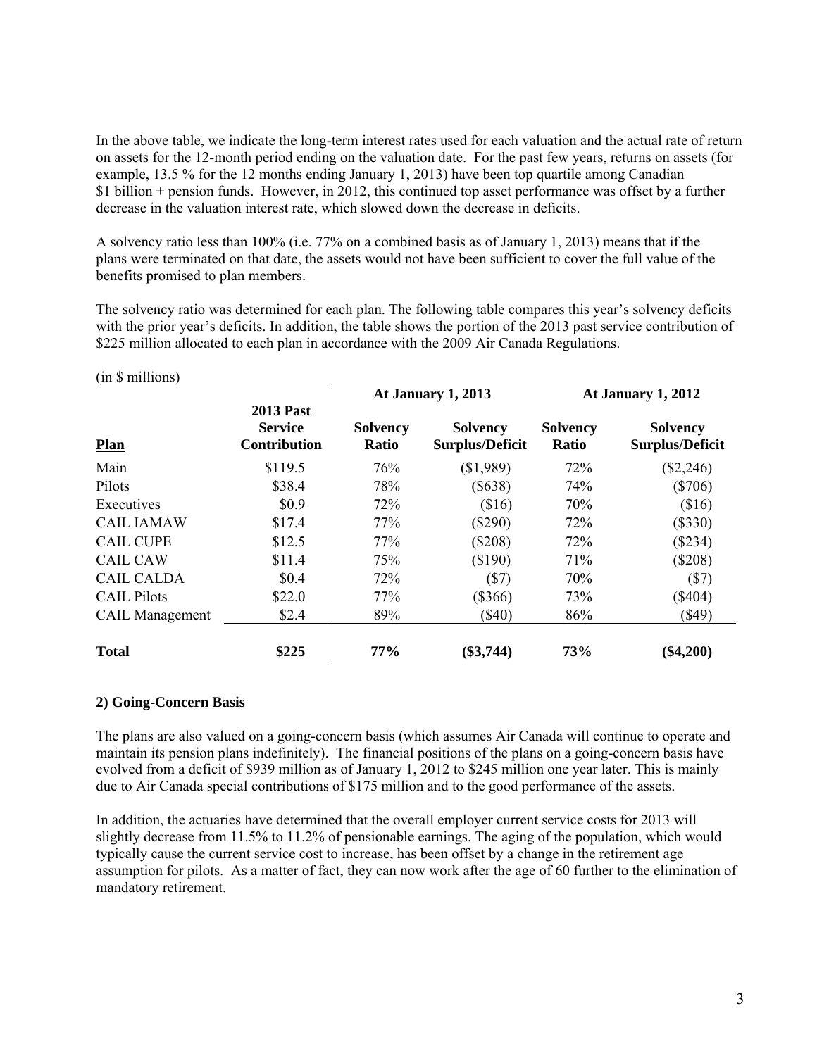In the above table, we indicate the long-term interest rates used for each valuation and the actual rate of return on assets for the 12-month period ending on the valuation date. For the past few years, returns on assets (for example, 13.5 % for the 12 months ending January 1, 2013) have been top quartile among Canadian $1 billion + pension funds. However, in 2012, this continued top asset performance was offset by a further decrease in the valuation interest rate, which slowed down the decrease in deficits.

A solvency ratio less than 100% (i.e. 77% on a combined basis as of January 1, 2013) means that if the plans were terminated on that date, the assets would not have been sufficient to cover the full value of the benefits promised to plan members.

The solvency ratio was determined for each plan. The following table compares this year's solvency deficits with the prior year's deficits. In addition, the table shows the portion of the 2013 past service contribution of $225 million allocated to each plan in accordance with the 2009 Air Canada Regulations.

(in $ millions)

| | | At January 1, 2013 | | At January 1, 2012 | |
|---|---|---|---|---|---|
| **Plan** | **2013 Past Service Contribution** | **Solvency Ratio** | **Solvency Surplus/Deficit** | **Solvency Ratio** | **Solvency Surplus/Deficit** |
| Main | $119.5 | 76% | ($1,989) | 72% | ($2,246) |
| Pilots | $38.4 | 78% | ($638) | 74% | ($706) |
| Executives | $0.9 | 72% | ($16) | 70% | ($16) |
| CAIL IAMAW | $17.4 | 77% | ($290) | 72% | ($330) |
| CAIL CUPE | $12.5 | 77% | ($208) | 72% | ($234) |
| CAIL CAW | $11.4 | 75% | ($190) | 71% | ($208) |
| CAIL CALDA | $0.4 | 72% | ($7) | 70% | ($7) |
| CAIL Pilots | $22.0 | 77% | ($366) | 73% | ($404) |
| CAIL Management | $2.4 | 89% | ($40) | 86% | ($49) |
| **Total** | **$225** | **77%** | **($3,744)** | **73%** | **($4,200)** |

### 2) Going-Concern Basis

The plans are also valued on a going-concern basis (which assumes Air Canada will continue to operate and maintain its pension plans indefinitely). The financial positions of the plans on a going-concern basis have evolved from a deficit of $939 million as of January 1, 2012 to $245 million one year later. This is mainly due to Air Canada special contributions of $175 million and to the good performance of the assets.

In addition, the actuaries have determined that the overall employer current service costs for 2013 will slightly decrease from 11.5% to 11.2% of pensionable earnings. The aging of the population, which would typically cause the current service cost to increase, has been offset by a change in the retirement age assumption for pilots. As a matter of fact, they can now work after the age of 60 further to the elimination of mandatory retirement.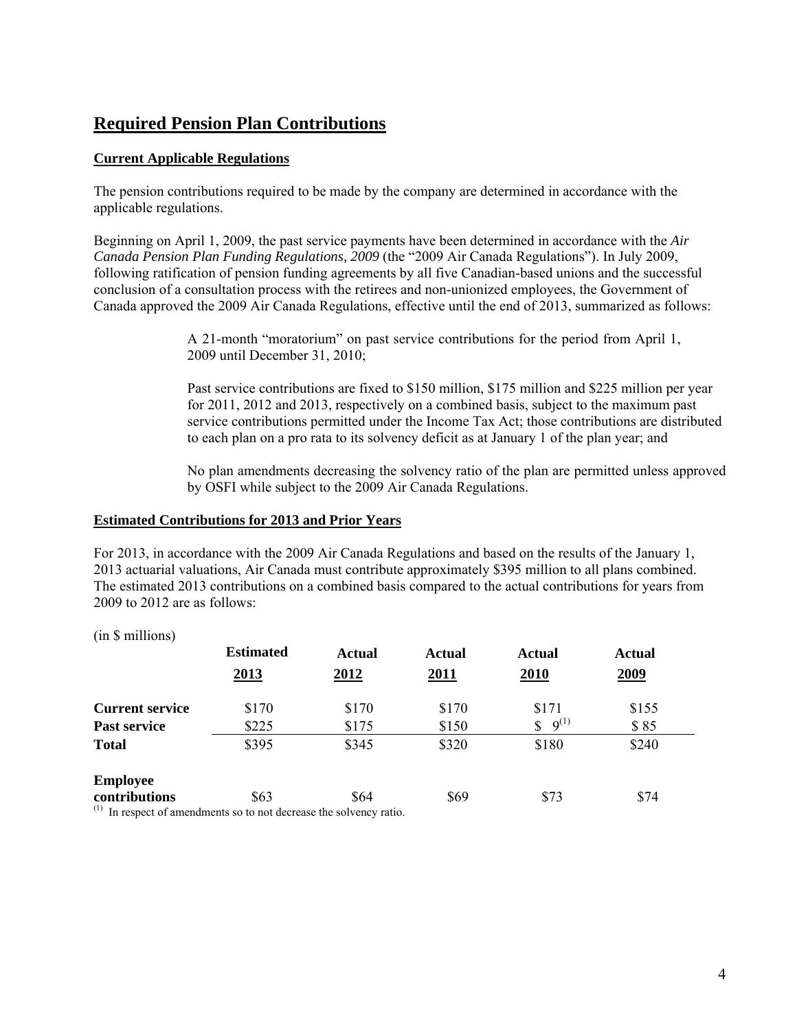## Required Pension Plan Contributions

### Current Applicable Regulations

The pension contributions required to be made by the company are determined in accordance with the applicable regulations.

Beginning on April 1, 2009, the past service payments have been determined in accordance with the *Air Canada Pension Plan Funding Regulations, 2009* (the "2009 Air Canada Regulations"). In July 2009, following ratification of pension funding agreements by all five Canadian-based unions and the successful conclusion of a consultation process with the retirees and non-unionized employees, the Government of Canada approved the 2009 Air Canada Regulations, effective until the end of 2013, summarized as follows:

> A 21-month "moratorium" on past service contributions for the period from April 1, 2009 until December 31, 2010;
>
> Past service contributions are fixed to $150 million, $175 million and $225 million per year for 2011, 2012 and 2013, respectively on a combined basis, subject to the maximum past service contributions permitted under the Income Tax Act; those contributions are distributed to each plan on a pro rata to its solvency deficit as at January 1 of the plan year; and
>
> No plan amendments decreasing the solvency ratio of the plan are permitted unless approved by OSFI while subject to the 2009 Air Canada Regulations.

### Estimated Contributions for 2013 and Prior Years

For 2013, in accordance with the 2009 Air Canada Regulations and based on the results of the January 1, 2013 actuarial valuations, Air Canada must contribute approximately $395 million to all plans combined. The estimated 2013 contributions on a combined basis compared to the actual contributions for years from 2009 to 2012 are as follows:

(in $ millions)

| | Estimated 2013 | Actual 2012 | Actual 2011 | Actual 2010 | Actual 2009 |
|---|---|---|---|---|---|
| **Current service** | $170 | $170 | $170 | $171 | $155 |
| **Past service** | $225 | $175 | $150 | $ 9[(1)] | $ 85 |
| **Total** | $395 | $345 | $320 | $180 | $240 |
| **Employee contributions** | $63 | $64 | $69 | $73 | $74 |

(1) In respect of amendments so to not decrease the solvency ratio.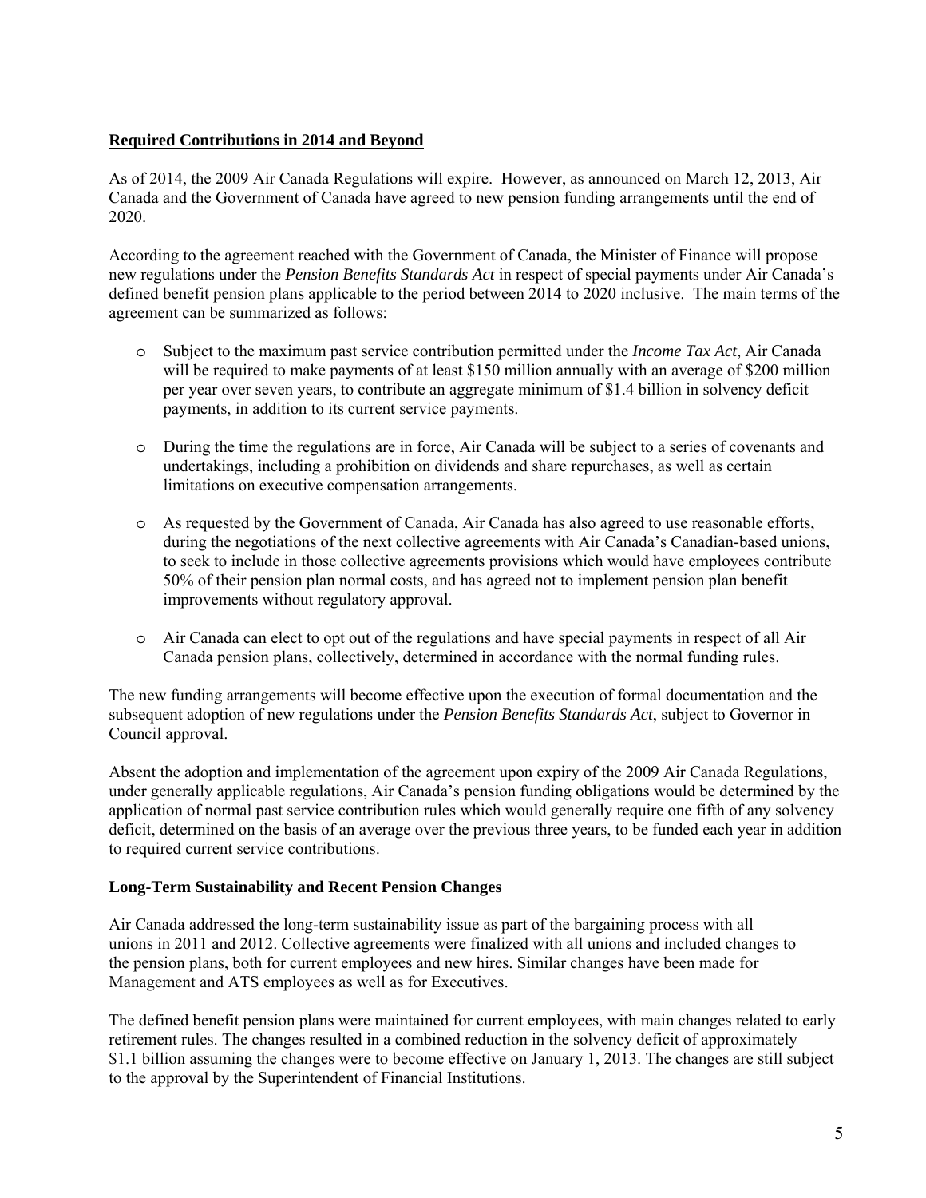## Required Contributions in 2014 and Beyond

As of 2014, the 2009 Air Canada Regulations will expire. However, as announced on March 12, 2013, Air Canada and the Government of Canada have agreed to new pension funding arrangements until the end of 2020.

According to the agreement reached with the Government of Canada, the Minister of Finance will propose new regulations under the *Pension Benefits Standards Act* in respect of special payments under Air Canada's defined benefit pension plans applicable to the period between 2014 to 2020 inclusive. The main terms of the agreement can be summarized as follows:

- Subject to the maximum past service contribution permitted under the *Income Tax Act*, Air Canada will be required to make payments of at least $150 million annually with an average of $200 million per year over seven years, to contribute an aggregate minimum of $1.4 billion in solvency deficit payments, in addition to its current service payments.
- During the time the regulations are in force, Air Canada will be subject to a series of covenants and undertakings, including a prohibition on dividends and share repurchases, as well as certain limitations on executive compensation arrangements.
- As requested by the Government of Canada, Air Canada has also agreed to use reasonable efforts, during the negotiations of the next collective agreements with Air Canada's Canadian-based unions, to seek to include in those collective agreements provisions which would have employees contribute 50% of their pension plan normal costs, and has agreed not to implement pension plan benefit improvements without regulatory approval.
- Air Canada can elect to opt out of the regulations and have special payments in respect of all Air Canada pension plans, collectively, determined in accordance with the normal funding rules.

The new funding arrangements will become effective upon the execution of formal documentation and the subsequent adoption of new regulations under the *Pension Benefits Standards Act*, subject to Governor in Council approval.

Absent the adoption and implementation of the agreement upon expiry of the 2009 Air Canada Regulations, under generally applicable regulations, Air Canada's pension funding obligations would be determined by the application of normal past service contribution rules which would generally require one fifth of any solvency deficit, determined on the basis of an average over the previous three years, to be funded each year in addition to required current service contributions.

## Long-Term Sustainability and Recent Pension Changes

Air Canada addressed the long-term sustainability issue as part of the bargaining process with all unions in 2011 and 2012. Collective agreements were finalized with all unions and included changes to the pension plans, both for current employees and new hires. Similar changes have been made for Management and ATS employees as well as for Executives.

The defined benefit pension plans were maintained for current employees, with main changes related to early retirement rules. The changes resulted in a combined reduction in the solvency deficit of approximately $1.1 billion assuming the changes were to become effective on January 1, 2013. The changes are still subject to the approval by the Superintendent of Financial Institutions.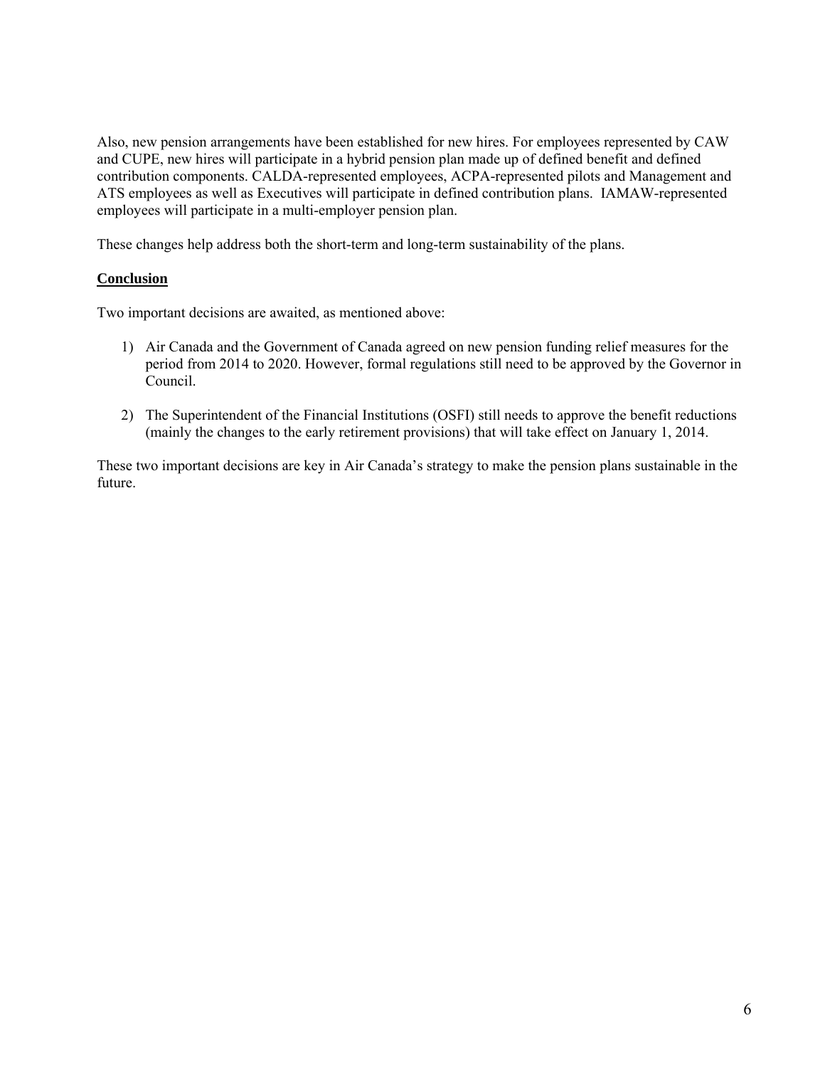Also, new pension arrangements have been established for new hires. For employees represented by CAW and CUPE, new hires will participate in a hybrid pension plan made up of defined benefit and defined contribution components. CALDA-represented employees, ACPA-represented pilots and Management and ATS employees as well as Executives will participate in defined contribution plans. IAMAW-represented employees will participate in a multi-employer pension plan.

These changes help address both the short-term and long-term sustainability of the plans.

## Conclusion

Two important decisions are awaited, as mentioned above:

1) Air Canada and the Government of Canada agreed on new pension funding relief measures for the period from 2014 to 2020. However, formal regulations still need to be approved by the Governor in Council.

2) The Superintendent of the Financial Institutions (OSFI) still needs to approve the benefit reductions (mainly the changes to the early retirement provisions) that will take effect on January 1, 2014.

These two important decisions are key in Air Canada's strategy to make the pension plans sustainable in the future.